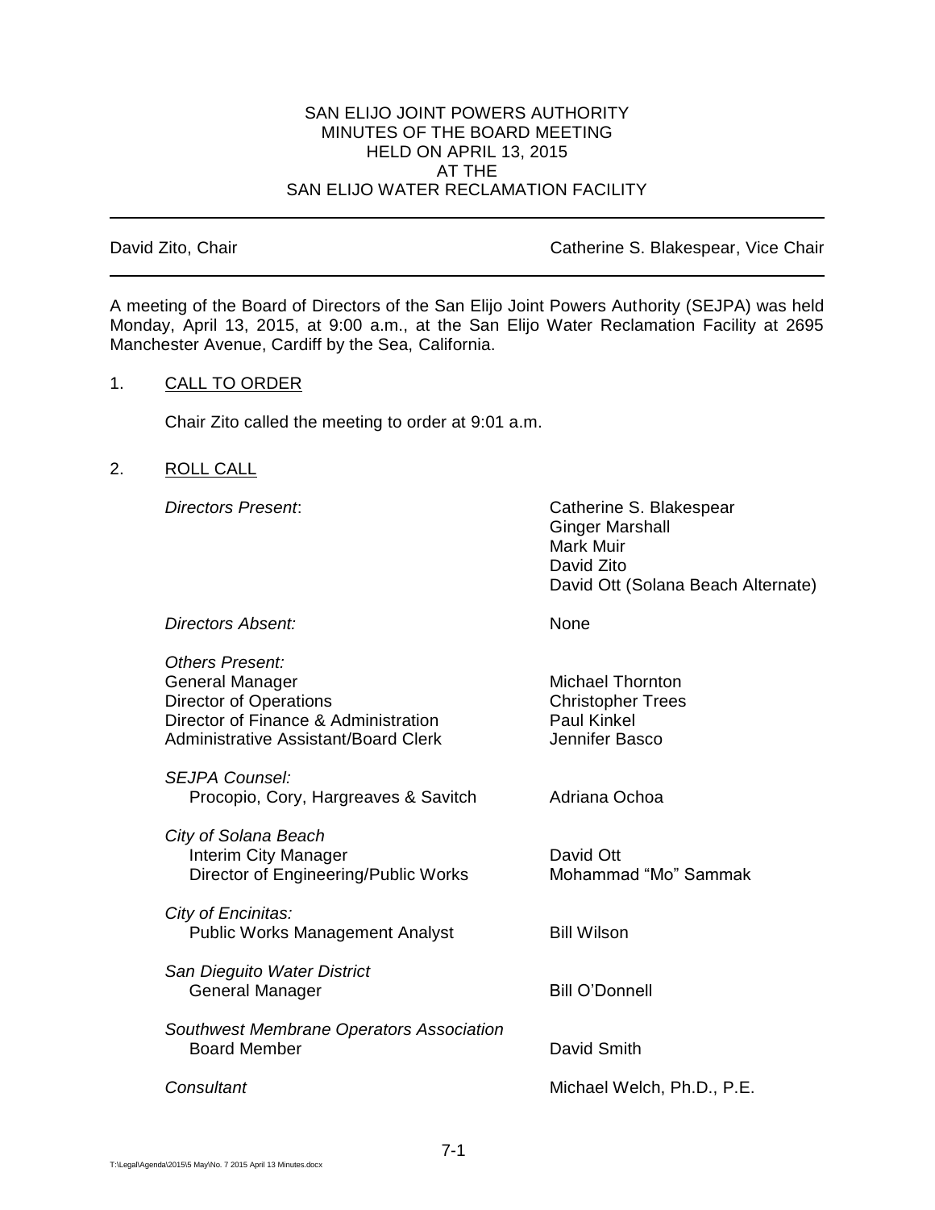SAN ELIJO JOINT POWERS AUTHORITY
MINUTES OF THE BOARD MEETING
HELD ON APRIL 13, 2015
AT THE
SAN ELIJO WATER RECLAMATION FACILITY

---

David Zito, Chair | Catherine S. Blakespear, Vice Chair

---

A meeting of the Board of Directors of the San Elijo Joint Powers Authority (SEJPA) was held Monday, April 13, 2015, at 9:00 a.m., at the San Elijo Water Reclamation Facility at 2695 Manchester Avenue, Cardiff by the Sea, California.

1. CALL TO ORDER

   Chair Zito called the meeting to order at 9:01 a.m.

2. ROLL CALL

   *Directors Present*:
   - Catherine S. Blakespear
   - Ginger Marshall
   - Mark Muir
   - David Zito
   - David Ott (Solana Beach Alternate)

   *Directors Absent:* None

   *Others Present:*
   - General Manager — Michael Thornton
   - Director of Operations — Christopher Trees
   - Director of Finance & Administration — Paul Kinkel
   - Administrative Assistant/Board Clerk — Jennifer Basco

   *SEJPA Counsel:*
   - Procopio, Cory, Hargreaves & Savitch — Adriana Ochoa

   *City of Solana Beach*
   - Interim City Manager — David Ott
   - Director of Engineering/Public Works — Mohammad "Mo" Sammak

   *City of Encinitas:*
   - Public Works Management Analyst — Bill Wilson

   *San Dieguito Water District*
   - General Manager — Bill O'Donnell

   *Southwest Membrane Operators Association*
   - Board Member — David Smith

   *Consultant* — Michael Welch, Ph.D., P.E.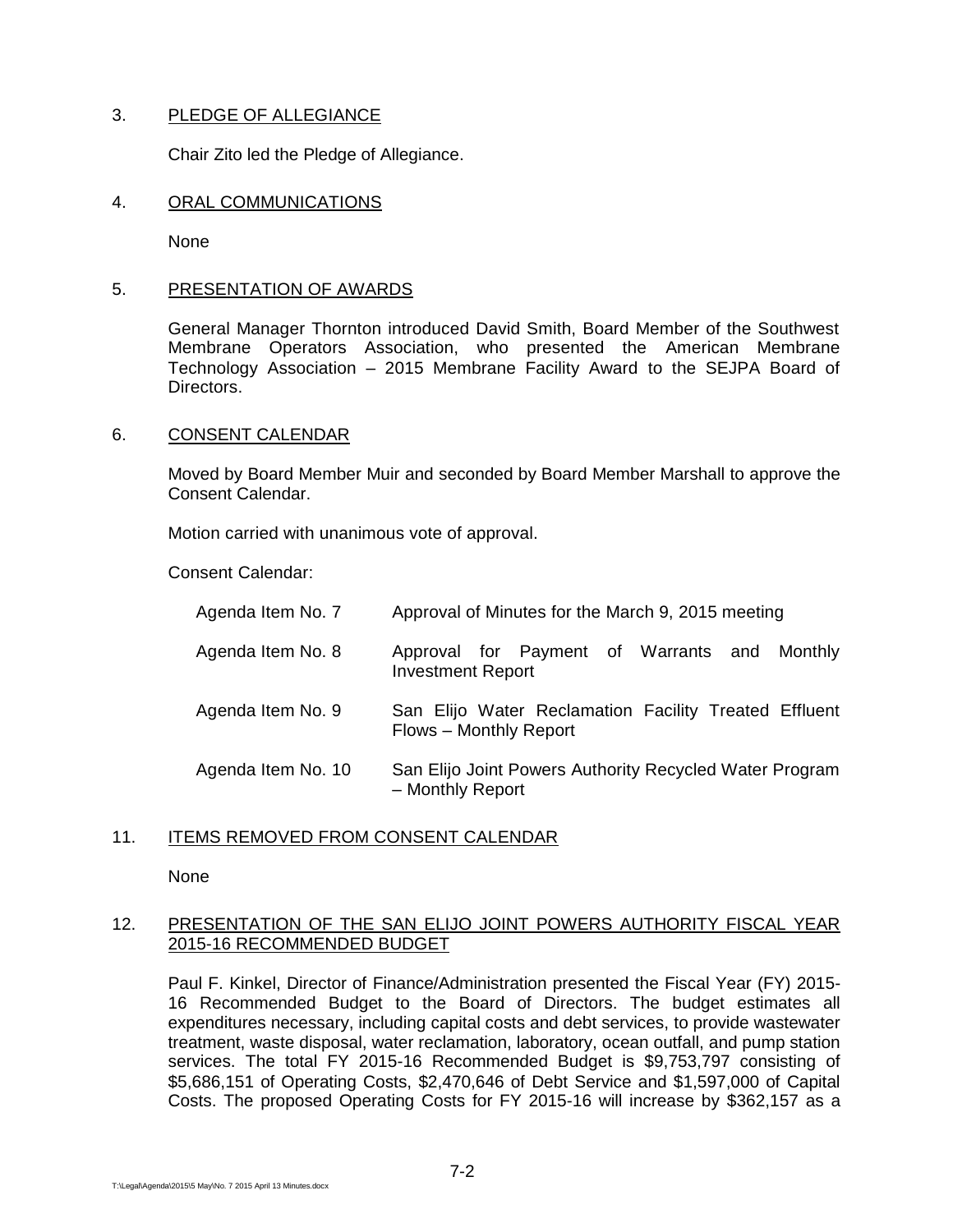3. PLEDGE OF ALLEGIANCE

Chair Zito led the Pledge of Allegiance.

4. ORAL COMMUNICATIONS

None

5. PRESENTATION OF AWARDS

General Manager Thornton introduced David Smith, Board Member of the Southwest Membrane Operators Association, who presented the American Membrane Technology Association – 2015 Membrane Facility Award to the SEJPA Board of Directors.

6. CONSENT CALENDAR

Moved by Board Member Muir and seconded by Board Member Marshall to approve the Consent Calendar.

Motion carried with unanimous vote of approval.

Consent Calendar:

| | |
|---|---|
| Agenda Item No. 7 | Approval of Minutes for the March 9, 2015 meeting |
| Agenda Item No. 8 | Approval for Payment of Warrants and Monthly Investment Report |
| Agenda Item No. 9 | San Elijo Water Reclamation Facility Treated Effluent Flows – Monthly Report |
| Agenda Item No. 10 | San Elijo Joint Powers Authority Recycled Water Program – Monthly Report |

11. ITEMS REMOVED FROM CONSENT CALENDAR

None

12. PRESENTATION OF THE SAN ELIJO JOINT POWERS AUTHORITY FISCAL YEAR 2015-16 RECOMMENDED BUDGET

Paul F. Kinkel, Director of Finance/Administration presented the Fiscal Year (FY) 2015-16 Recommended Budget to the Board of Directors. The budget estimates all expenditures necessary, including capital costs and debt services, to provide wastewater treatment, waste disposal, water reclamation, laboratory, ocean outfall, and pump station services. The total FY 2015-16 Recommended Budget is $9,753,797 consisting of $5,686,151 of Operating Costs, $2,470,646 of Debt Service and $1,597,000 of Capital Costs. The proposed Operating Costs for FY 2015-16 will increase by $362,157 as a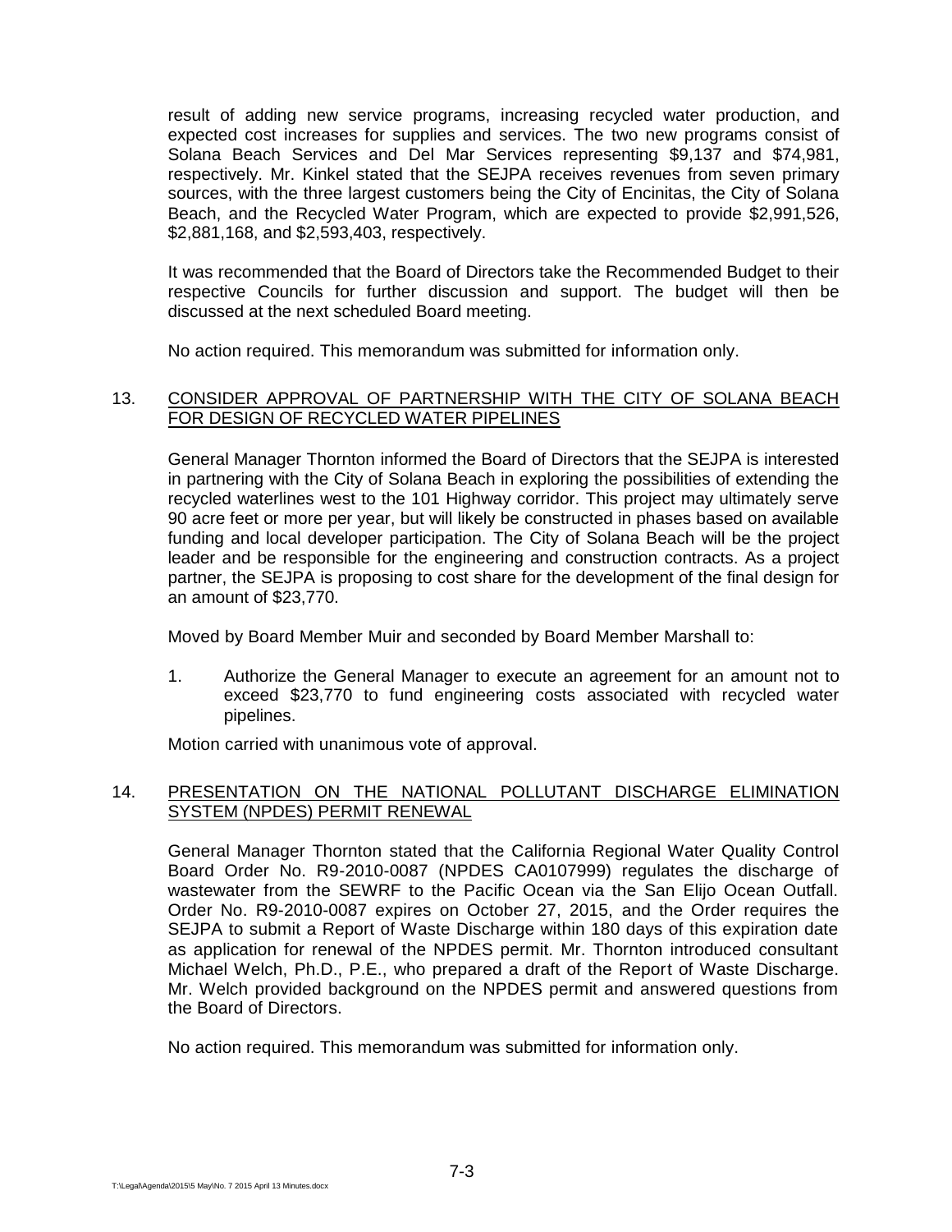result of adding new service programs, increasing recycled water production, and expected cost increases for supplies and services. The two new programs consist of Solana Beach Services and Del Mar Services representing $9,137 and $74,981, respectively. Mr. Kinkel stated that the SEJPA receives revenues from seven primary sources, with the three largest customers being the City of Encinitas, the City of Solana Beach, and the Recycled Water Program, which are expected to provide $2,991,526, $2,881,168, and $2,593,403, respectively.

It was recommended that the Board of Directors take the Recommended Budget to their respective Councils for further discussion and support. The budget will then be discussed at the next scheduled Board meeting.

No action required. This memorandum was submitted for information only.

13. CONSIDER APPROVAL OF PARTNERSHIP WITH THE CITY OF SOLANA BEACH FOR DESIGN OF RECYCLED WATER PIPELINES

General Manager Thornton informed the Board of Directors that the SEJPA is interested in partnering with the City of Solana Beach in exploring the possibilities of extending the recycled waterlines west to the 101 Highway corridor. This project may ultimately serve 90 acre feet or more per year, but will likely be constructed in phases based on available funding and local developer participation. The City of Solana Beach will be the project leader and be responsible for the engineering and construction contracts. As a project partner, the SEJPA is proposing to cost share for the development of the final design for an amount of $23,770.

Moved by Board Member Muir and seconded by Board Member Marshall to:

1. Authorize the General Manager to execute an agreement for an amount not to exceed $23,770 to fund engineering costs associated with recycled water pipelines.

Motion carried with unanimous vote of approval.

14. PRESENTATION ON THE NATIONAL POLLUTANT DISCHARGE ELIMINATION SYSTEM (NPDES) PERMIT RENEWAL

General Manager Thornton stated that the California Regional Water Quality Control Board Order No. R9-2010-0087 (NPDES CA0107999) regulates the discharge of wastewater from the SEWRF to the Pacific Ocean via the San Elijo Ocean Outfall. Order No. R9-2010-0087 expires on October 27, 2015, and the Order requires the SEJPA to submit a Report of Waste Discharge within 180 days of this expiration date as application for renewal of the NPDES permit. Mr. Thornton introduced consultant Michael Welch, Ph.D., P.E., who prepared a draft of the Report of Waste Discharge. Mr. Welch provided background on the NPDES permit and answered questions from the Board of Directors.

No action required. This memorandum was submitted for information only.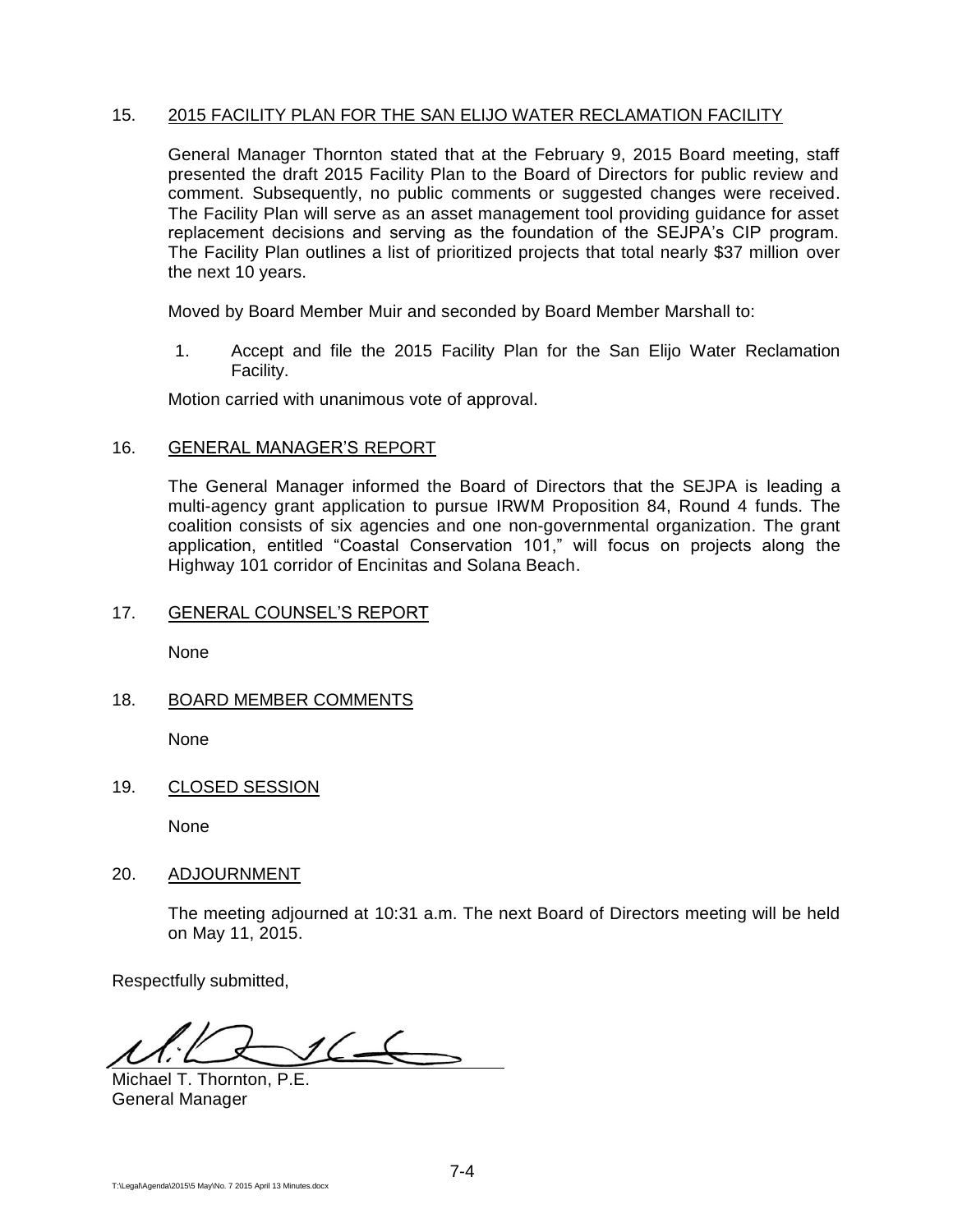15. <u>2015 FACILITY PLAN FOR THE SAN ELIJO WATER RECLAMATION FACILITY</u>

General Manager Thornton stated that at the February 9, 2015 Board meeting, staff presented the draft 2015 Facility Plan to the Board of Directors for public review and comment. Subsequently, no public comments or suggested changes were received. The Facility Plan will serve as an asset management tool providing guidance for asset replacement decisions and serving as the foundation of the SEJPA's CIP program. The Facility Plan outlines a list of prioritized projects that total nearly $37 million over the next 10 years.

Moved by Board Member Muir and seconded by Board Member Marshall to:

1. Accept and file the 2015 Facility Plan for the San Elijo Water Reclamation Facility.

Motion carried with unanimous vote of approval.

16. <u>GENERAL MANAGER'S REPORT</u>

The General Manager informed the Board of Directors that the SEJPA is leading a multi-agency grant application to pursue IRWM Proposition 84, Round 4 funds. The coalition consists of six agencies and one non-governmental organization. The grant application, entitled "Coastal Conservation 101," will focus on projects along the Highway 101 corridor of Encinitas and Solana Beach.

17. <u>GENERAL COUNSEL'S REPORT</u>

None

18. <u>BOARD MEMBER COMMENTS</u>

None

19. <u>CLOSED SESSION</u>

None

20. <u>ADJOURNMENT</u>

The meeting adjourned at 10:31 a.m. The next Board of Directors meeting will be held on May 11, 2015.

Respectfully submitted,

Michael T. Thornton, P.E.
General Manager

T:\Legal\Agenda\2015\5 May\No. 7 2015 April 13 Minutes.docx